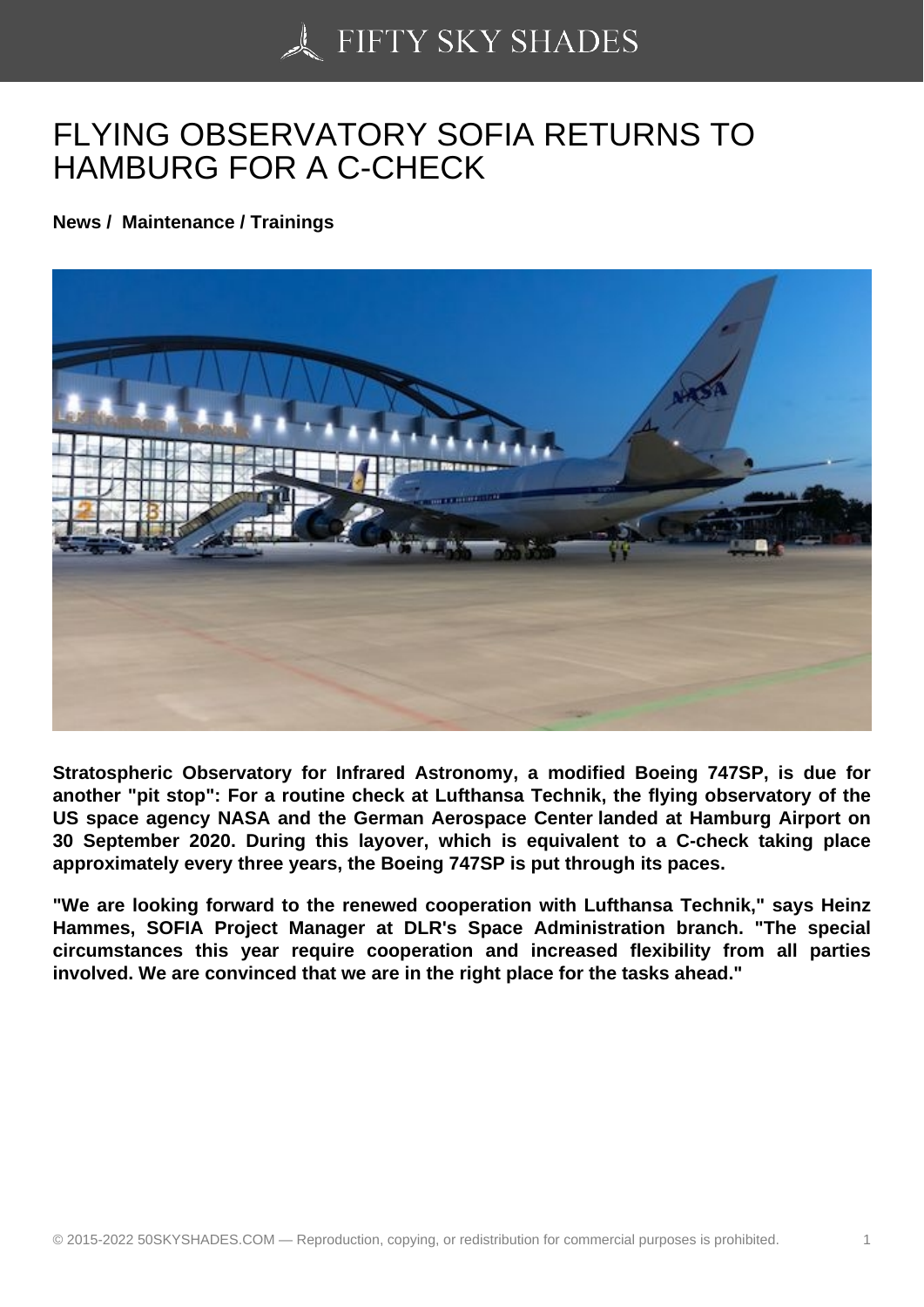# FLYING OBSERVATORY SOFIA RETURNS TO HAMBURG FOR A C-CHECK

**News / Maintenance / Trainings**

**Stratospheric Observatory for Infrared Astronomy, a modified Boeing 747SP, is due for another "pit stop": For a routine check at Lufthansa Technik, the flying observatory of the US space agency NASA and the German Aerospace Center landed at Hamburg Airport on 30 September 2020. During this layover, which is equivalent to a C-check taking place approximately every three years, the Boeing 747SP is put through its paces.**

**"We are looking forward to the renewed cooperation with Lufthansa Technik," says Heinz Hammes, SOFIA Project Manager at DLR's Space Administration branch. "The special circumstances this year require cooperation and increased flexibility from all parties involved. We are convinced that we are in the right place for the tasks ahead."**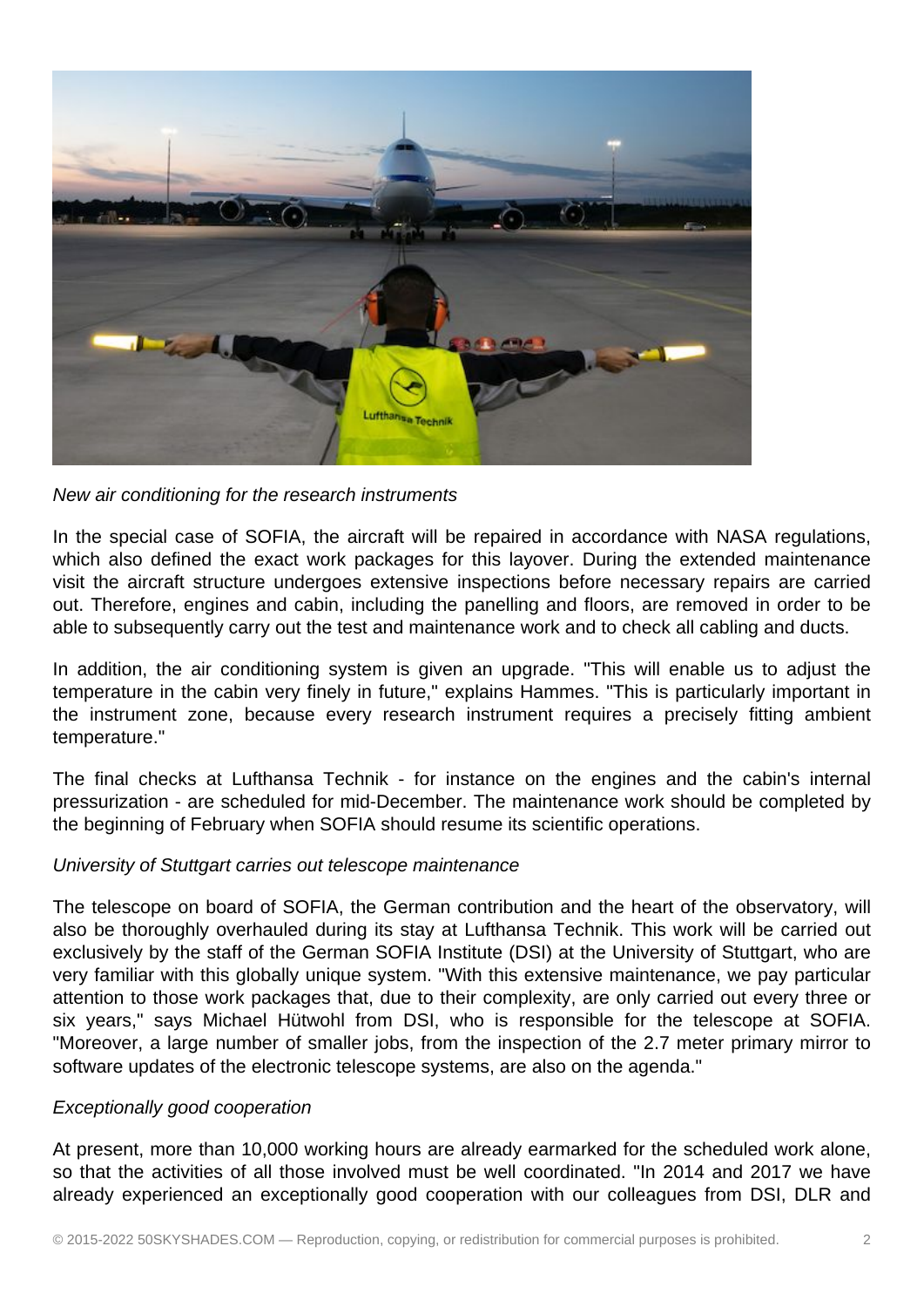*New air conditioning for the research instruments*

In the special case of SOFIA, the aircraft will be repaired in accordance with NASA regulations, which also defined the exact work packages for this layover. During the extended maintenance visit the aircraft structure undergoes extensive inspections before necessary repairs are carried out. Therefore, engines and cabin, including the panelling and floors, are removed in order to be able to subsequently carry out the test and maintenance work and to check all cabling and ducts.

In addition, the air conditioning system is given an upgrade. "This will enable us to adjust the temperature in the cabin very finely in future," explains Hammes. "This is particularly important in the instrument zone, because every research instrument requires a precisely fitting ambient temperature."

The final checks at Lufthansa Technik - for instance on the engines and the cabin's internal pressurization - are scheduled for mid-December. The maintenance work should be completed by the beginning of February when SOFIA should resume its scientific operations.

*University of Stuttgart carries out telescope maintenance*

The telescope on board of SOFIA, the German contribution and the heart of the observatory, will also be thoroughly overhauled during its stay at Lufthansa Technik. This work will be carried out exclusively by the staff of the German SOFIA Institute (DSI) at the University of Stuttgart, who are very familiar with this globally unique system. "With this extensive maintenance, we pay particular attention to those work packages that, due to their complexity, are only carried out every three or six years," says Michael Hütwohl from DSI, who is responsible for the telescope at SOFIA. "Moreover, a large number of smaller jobs, from the inspection of the 2.7 meter primary mirror to software updates of the electronic telescope systems, are also on the agenda."

*Exceptionally good cooperation*

At present, more than 10,000 working hours are already earmarked for the scheduled work alone, so that the activities of all those involved must be well coordinated. "In 2014 and 2017 we have already experienced an exceptionally good cooperation with our colleagues from DSI, DLR and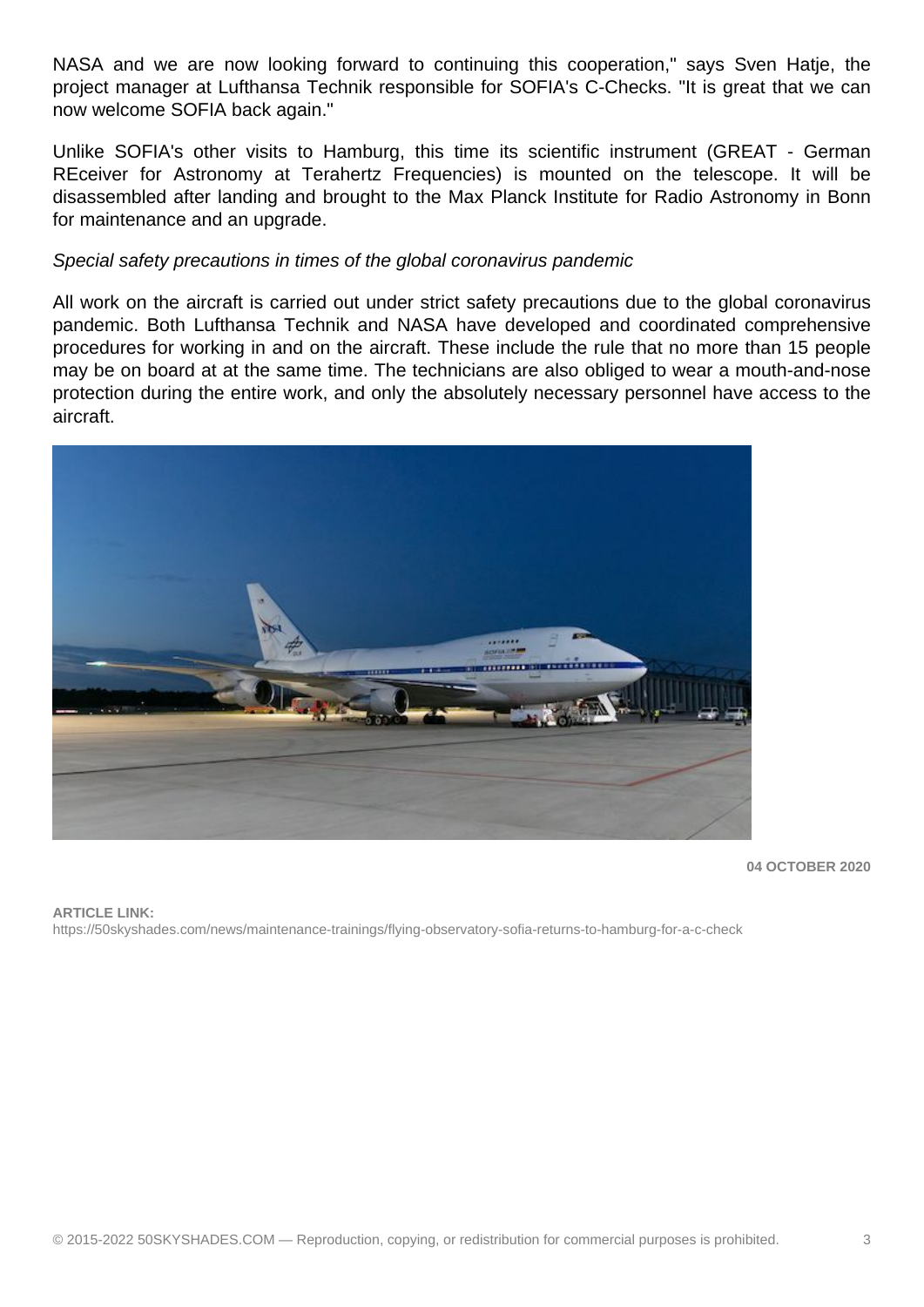NASA and we are now looking forward to continuing this cooperation," says Sven Hatje, the project manager at Lufthansa Technik responsible for SOFIA's C-Checks. "It is great that we can now welcome SOFIA back again."

Unlike SOFIA's other visits to Hamburg, this time its scientific instrument (GREAT - German REceiver for Astronomy at Terahertz Frequencies) is mounted on the telescope. It will be disassembled after landing and brought to the Max Planck Institute for Radio Astronomy in Bonn for maintenance and an upgrade.

*Special safety precautions in times of the global coronavirus pandemic*

All work on the aircraft is carried out under strict safety precautions due to the global coronavirus pandemic. Both Lufthansa Technik and NASA have developed and coordinated comprehensive procedures for working in and on the aircraft. These include the rule that no more than 15 people may be on board at at the same time. The technicians are also obliged to wear a mouth-and-nose protection during the entire work, and only the absolutely necessary personnel have access to the aircraft.

**04 OCTOBER 2020**

**ARTICLE LINK:**
https://50skyshades.com/news/maintenance-trainings/flying-observatory-sofia-returns-to-hamburg-for-a-c-check